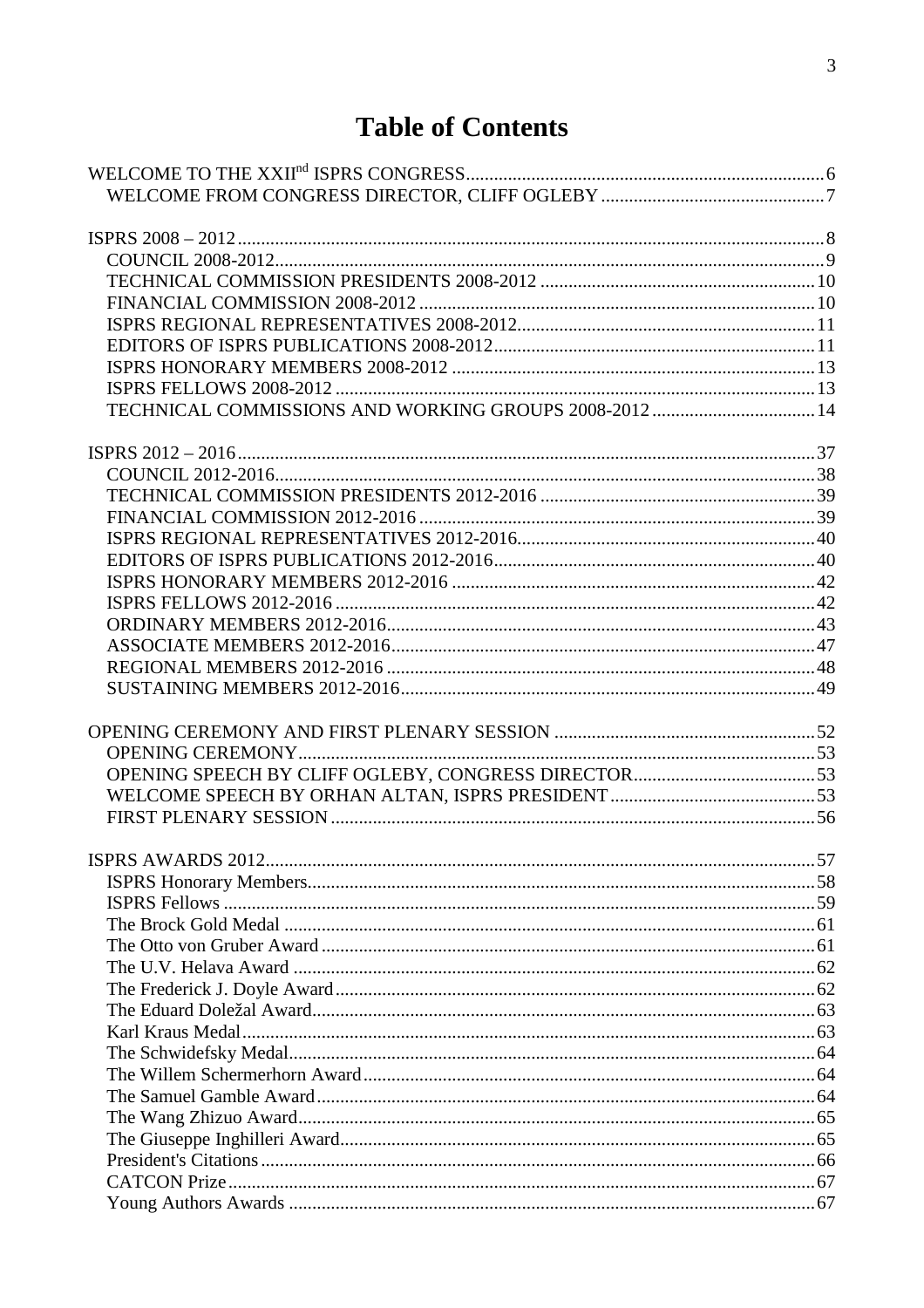# Table of Contents

WELCOME TO THE XXII[nd] ISPRS CONGRESS ... 6
- WELCOME FROM CONGRESS DIRECTOR, CLIFF OGLEBY ... 7

ISPRS 2008 – 2012 ... 8
- COUNCIL 2008-2012 ... 9
- TECHNICAL COMMISSION PRESIDENTS 2008-2012 ... 10
- FINANCIAL COMMISSION 2008-2012 ... 10
- ISPRS REGIONAL REPRESENTATIVES 2008-2012 ... 11
- EDITORS OF ISPRS PUBLICATIONS 2008-2012 ... 11
- ISPRS HONORARY MEMBERS 2008-2012 ... 13
- ISPRS FELLOWS 2008-2012 ... 13
- TECHNICAL COMMISSIONS AND WORKING GROUPS 2008-2012 ... 14

ISPRS 2012 – 2016 ... 37
- COUNCIL 2012-2016 ... 38
- TECHNICAL COMMISSION PRESIDENTS 2012-2016 ... 39
- FINANCIAL COMMISSION 2012-2016 ... 39
- ISPRS REGIONAL REPRESENTATIVES 2012-2016 ... 40
- EDITORS OF ISPRS PUBLICATIONS 2012-2016 ... 40
- ISPRS HONORARY MEMBERS 2012-2016 ... 42
- ISPRS FELLOWS 2012-2016 ... 42
- ORDINARY MEMBERS 2012-2016 ... 43
- ASSOCIATE MEMBERS 2012-2016 ... 47
- REGIONAL MEMBERS 2012-2016 ... 48
- SUSTAINING MEMBERS 2012-2016 ... 49

OPENING CEREMONY AND FIRST PLENARY SESSION ... 52
- OPENING CEREMONY ... 53
- OPENING SPEECH BY CLIFF OGLEBY, CONGRESS DIRECTOR ... 53
- WELCOME SPEECH BY ORHAN ALTAN, ISPRS PRESIDENT ... 53
- FIRST PLENARY SESSION ... 56

ISPRS AWARDS 2012 ... 57
- ISPRS Honorary Members ... 58
- ISPRS Fellows ... 59
- The Brock Gold Medal ... 61
- The Otto von Gruber Award ... 61
- The U.V. Helava Award ... 62
- The Frederick J. Doyle Award ... 62
- The Eduard Doležal Award ... 63
- Karl Kraus Medal ... 63
- The Schwidefsky Medal ... 64
- The Willem Schermerhorn Award ... 64
- The Samuel Gamble Award ... 64
- The Wang Zhizuo Award ... 65
- The Giuseppe Inghilleri Award ... 65
- President's Citations ... 66
- CATCON Prize ... 67
- Young Authors Awards ... 67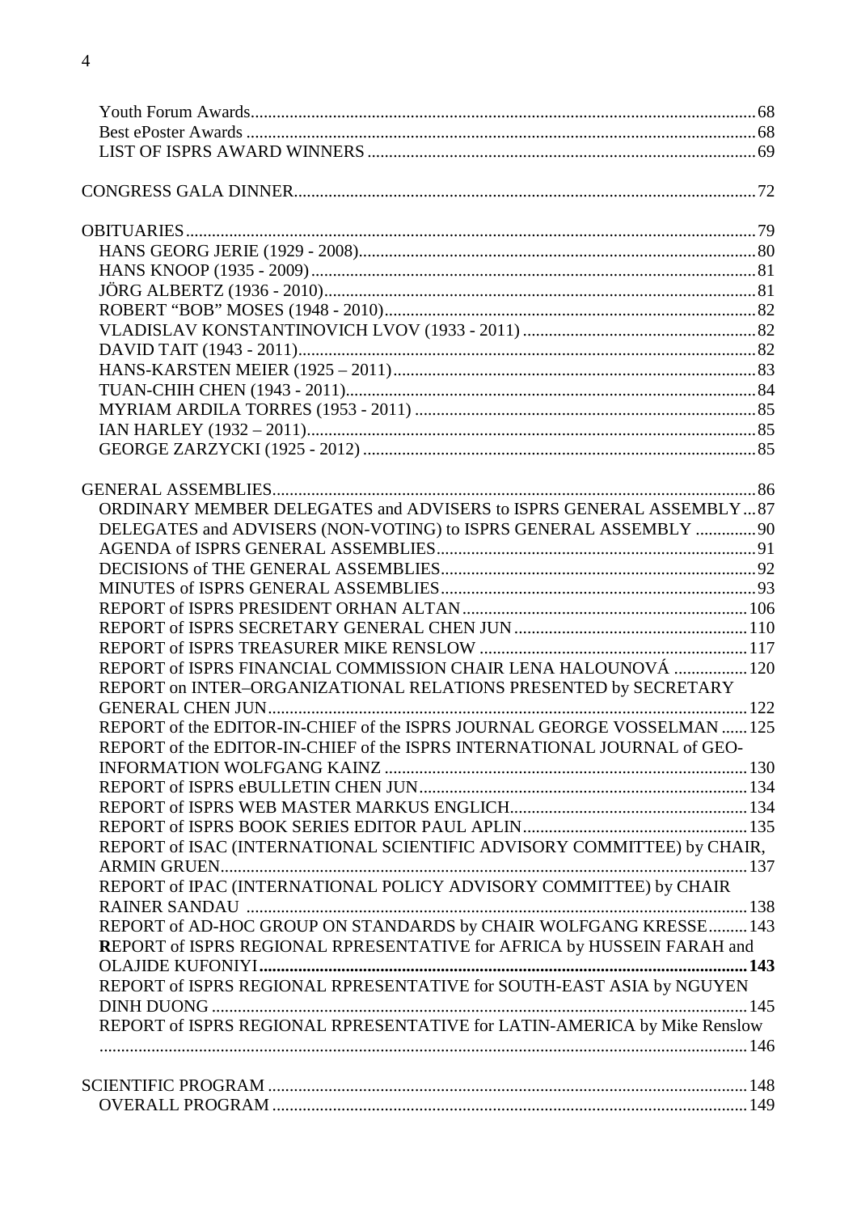Youth Forum Awards 68
Best ePoster Awards 68
LIST OF ISPRS AWARD WINNERS 69

CONGRESS GALA DINNER 72

OBITUARIES 79
HANS GEORG JERIE (1929 - 2008) 80
HANS KNOOP (1935 - 2009) 81
JÖRG ALBERTZ (1936 - 2010) 81
ROBERT “BOB” MOSES (1948 - 2010) 82
VLADISLAV KONSTANTINOVICH LVOV (1933 - 2011) 82
DAVID TAIT (1943 - 2011) 82
HANS-KARSTEN MEIER (1925 – 2011) 83
TUAN-CHIH CHEN (1943 - 2011) 84
MYRIAM ARDILA TORRES (1953 - 2011) 85
IAN HARLEY (1932 – 2011) 85
GEORGE ZARZYCKI (1925 - 2012) 85

GENERAL ASSEMBLIES 86
ORDINARY MEMBER DELEGATES and ADVISERS to ISPRS GENERAL ASSEMBLY 87
DELEGATES and ADVISERS (NON-VOTING) to ISPRS GENERAL ASSEMBLY 90
AGENDA of ISPRS GENERAL ASSEMBLIES 91
DECISIONS of THE GENERAL ASSEMBLIES 92
MINUTES of ISPRS GENERAL ASSEMBLIES 93
REPORT of ISPRS PRESIDENT ORHAN ALTAN 106
REPORT of ISPRS SECRETARY GENERAL CHEN JUN 110
REPORT of ISPRS TREASURER MIKE RENSLOW 117
REPORT of ISPRS FINANCIAL COMMISSION CHAIR LENA HALOUNOVÁ 120
REPORT on INTER–ORGANIZATIONAL RELATIONS PRESENTED by SECRETARY GENERAL CHEN JUN 122
REPORT of the EDITOR-IN-CHIEF of the ISPRS JOURNAL GEORGE VOSSELMAN 125
REPORT of the EDITOR-IN-CHIEF of the ISPRS INTERNATIONAL JOURNAL of GEO-INFORMATION WOLFGANG KAINZ 130
REPORT of ISPRS eBULLETIN CHEN JUN 134
REPORT of ISPRS WEB MASTER MARKUS ENGLICH 134
REPORT of ISPRS BOOK SERIES EDITOR PAUL APLIN 135
REPORT of ISAC (INTERNATIONAL SCIENTIFIC ADVISORY COMMITTEE) by CHAIR, ARMIN GRUEN 137
REPORT of IPAC (INTERNATIONAL POLICY ADVISORY COMMITTEE) by CHAIR RAINER SANDAU 138
REPORT of AD-HOC GROUP ON STANDARDS by CHAIR WOLFGANG KRESSE 143
**R**EPORT of ISPRS REGIONAL RPRESENTATIVE for AFRICA by HUSSEIN FARAH and OLAJIDE KUFONIYI **143**
REPORT of ISPRS REGIONAL RPRESENTATIVE for SOUTH-EAST ASIA by NGUYEN DINH DUONG 145
REPORT of ISPRS REGIONAL RPRESENTATIVE for LATIN-AMERICA by Mike Renslow 146

SCIENTIFIC PROGRAM 148
OVERALL PROGRAM 149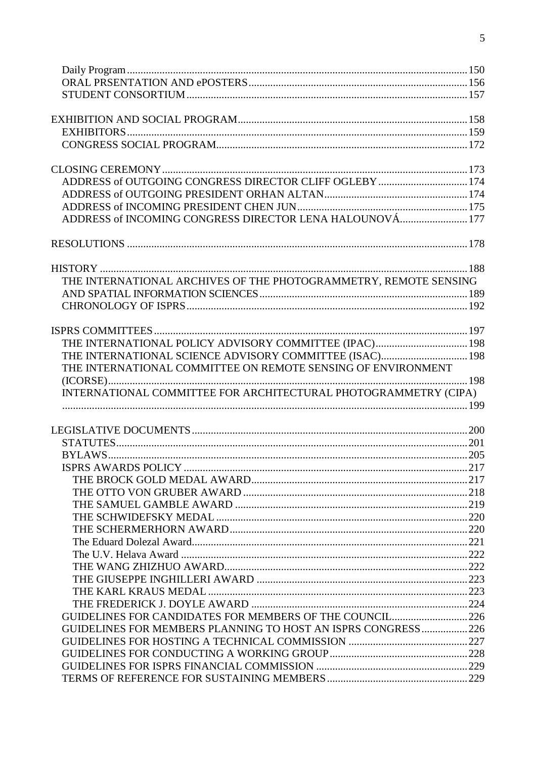Daily Program ... 150
ORAL PRSENTATION AND ePOSTERS ... 156
STUDENT CONSORTIUM ... 157

EXHIBITION AND SOCIAL PROGRAM ... 158
EXHIBITORS ... 159
CONGRESS SOCIAL PROGRAM ... 172

CLOSING CEREMONY ... 173
ADDRESS of OUTGOING CONGRESS DIRECTOR CLIFF OGLEBY ... 174
ADDRESS of OUTGOING PRESIDENT ORHAN ALTAN ... 174
ADDRESS of INCOMING PRESIDENT CHEN JUN ... 175
ADDRESS of INCOMING CONGRESS DIRECTOR LENA HALOUNOVÁ ... 177

RESOLUTIONS ... 178

HISTORY ... 188
THE INTERNATIONAL ARCHIVES OF THE PHOTOGRAMMETRY, REMOTE SENSING AND SPATIAL INFORMATION SCIENCES ... 189
CHRONOLOGY OF ISPRS ... 192

ISPRS COMMITTEES ... 197
THE INTERNATIONAL POLICY ADVISORY COMMITTEE (IPAC) ... 198
THE INTERNATIONAL SCIENCE ADVISORY COMMITTEE (ISAC) ... 198
THE INTERNATIONAL COMMITTEE ON REMOTE SENSING OF ENVIRONMENT (ICORSE) ... 198
INTERNATIONAL COMMITTEE FOR ARCHITECTURAL PHOTOGRAMMETRY (CIPA) ... 199

LEGISLATIVE DOCUMENTS ... 200
STATUTES ... 201
BYLAWS ... 205
ISPRS AWARDS POLICY ... 217
THE BROCK GOLD MEDAL AWARD ... 217
THE OTTO VON GRUBER AWARD ... 218
THE SAMUEL GAMBLE AWARD ... 219
THE SCHWIDEFSKY MEDAL ... 220
THE SCHERMERHORN AWARD ... 220
The Eduard Dolezal Award ... 221
The U.V. Helava Award ... 222
THE WANG ZHIZHUO AWARD ... 222
THE GIUSEPPE INGHILLERI AWARD ... 223
THE KARL KRAUS MEDAL ... 223
THE FREDERICK J. DOYLE AWARD ... 224
GUIDELINES FOR CANDIDATES FOR MEMBERS OF THE COUNCIL ... 226
GUIDELINES FOR MEMBERS PLANNING TO HOST AN ISPRS CONGRESS ... 226
GUIDELINES FOR HOSTING A TECHNICAL COMMISSION ... 227
GUIDELINES FOR CONDUCTING A WORKING GROUP ... 228
GUIDELINES FOR ISPRS FINANCIAL COMMISSION ... 229
TERMS OF REFERENCE FOR SUSTAINING MEMBERS ... 229